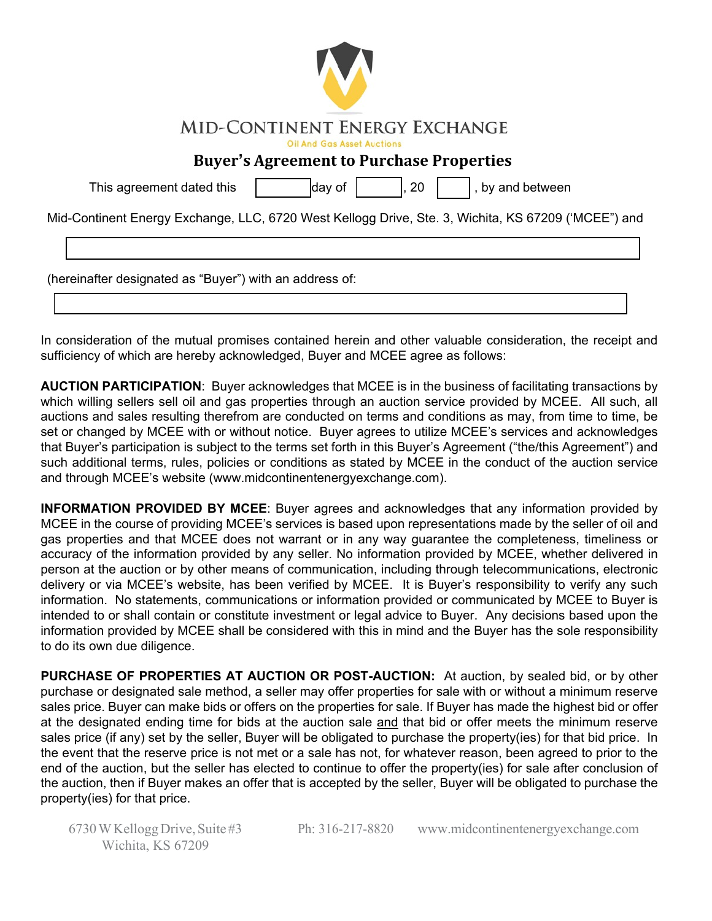# MID-CONTINENT ENERGY EXCHANGE

Oil And Gas Asset Auctions

## Buyer's Agreement to Purchase Properties

This agreement dated this ________ day of ________, 20 ____, by and between

Mid-Continent Energy Exchange, LLC, 6720 West Kellogg Drive, Ste. 3, Wichita, KS 67209 ('MCEE") and

______________________________________________

(hereinafter designated as "Buyer") with an address of:

______________________________________________

In consideration of the mutual promises contained herein and other valuable consideration, the receipt and sufficiency of which are hereby acknowledged, Buyer and MCEE agree as follows:

**AUCTION PARTICIPATION**: Buyer acknowledges that MCEE is in the business of facilitating transactions by which willing sellers sell oil and gas properties through an auction service provided by MCEE. All such, all auctions and sales resulting therefrom are conducted on terms and conditions as may, from time to time, be set or changed by MCEE with or without notice. Buyer agrees to utilize MCEE's services and acknowledges that Buyer's participation is subject to the terms set forth in this Buyer's Agreement ("the/this Agreement") and such additional terms, rules, policies or conditions as stated by MCEE in the conduct of the auction service and through MCEE's website (www.midcontinentenergyexchange.com).

**INFORMATION PROVIDED BY MCEE**: Buyer agrees and acknowledges that any information provided by MCEE in the course of providing MCEE's services is based upon representations made by the seller of oil and gas properties and that MCEE does not warrant or in any way guarantee the completeness, timeliness or accuracy of the information provided by any seller. No information provided by MCEE, whether delivered in person at the auction or by other means of communication, including through telecommunications, electronic delivery or via MCEE's website, has been verified by MCEE. It is Buyer's responsibility to verify any such information. No statements, communications or information provided or communicated by MCEE to Buyer is intended to or shall contain or constitute investment or legal advice to Buyer. Any decisions based upon the information provided by MCEE shall be considered with this in mind and the Buyer has the sole responsibility to do its own due diligence.

**PURCHASE OF PROPERTIES AT AUCTION OR POST-AUCTION:** At auction, by sealed bid, or by other purchase or designated sale method, a seller may offer properties for sale with or without a minimum reserve sales price. Buyer can make bids or offers on the properties for sale. If Buyer has made the highest bid or offer at the designated ending time for bids at the auction sale and that bid or offer meets the minimum reserve sales price (if any) set by the seller, Buyer will be obligated to purchase the property(ies) for that bid price. In the event that the reserve price is not met or a sale has not, for whatever reason, been agreed to prior to the end of the auction, but the seller has elected to continue to offer the property(ies) for sale after conclusion of the auction, then if Buyer makes an offer that is accepted by the seller, Buyer will be obligated to purchase the property(ies) for that price.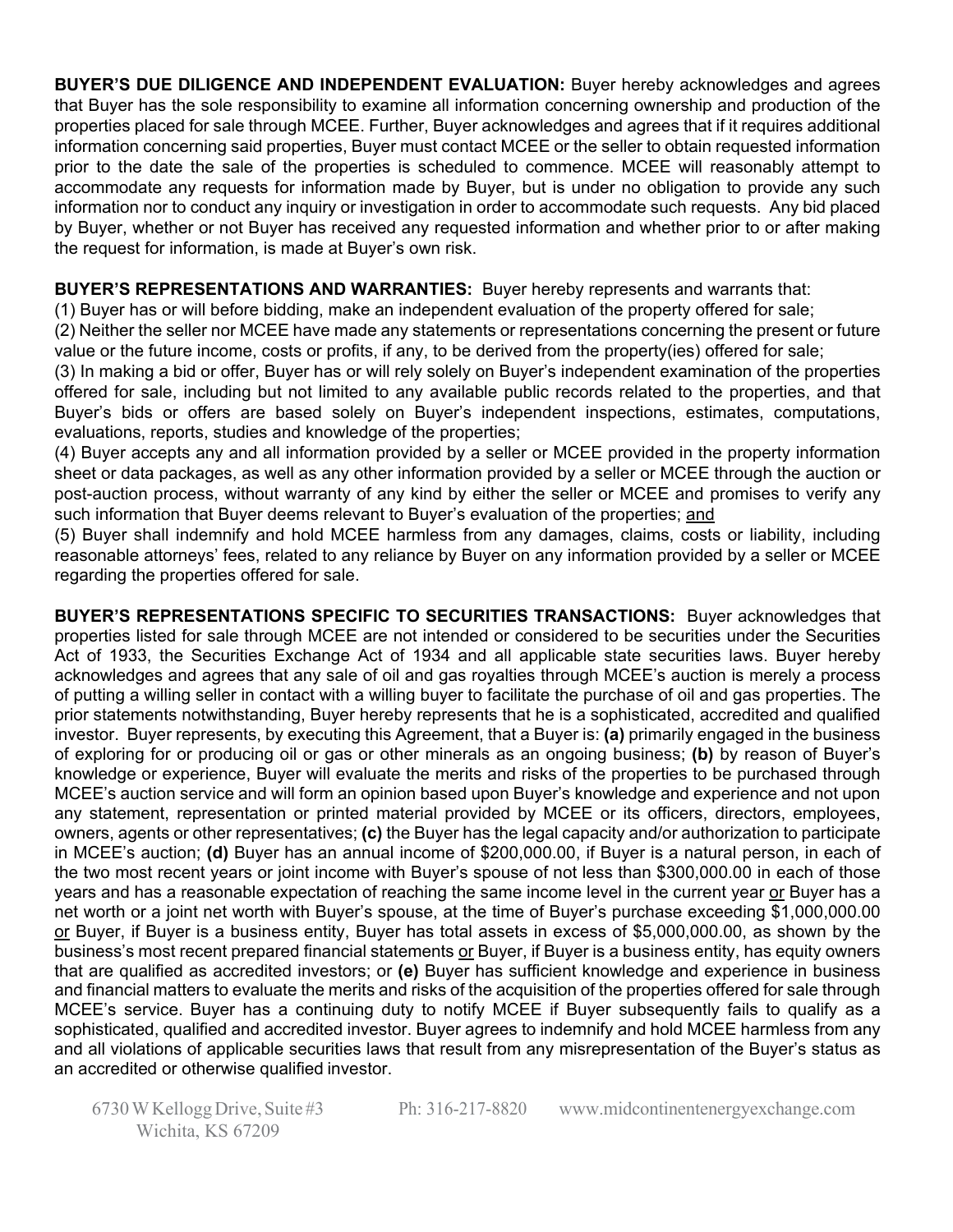**BUYER'S DUE DILIGENCE AND INDEPENDENT EVALUATION:** Buyer hereby acknowledges and agrees that Buyer has the sole responsibility to examine all information concerning ownership and production of the properties placed for sale through MCEE. Further, Buyer acknowledges and agrees that if it requires additional information concerning said properties, Buyer must contact MCEE or the seller to obtain requested information prior to the date the sale of the properties is scheduled to commence. MCEE will reasonably attempt to accommodate any requests for information made by Buyer, but is under no obligation to provide any such information nor to conduct any inquiry or investigation in order to accommodate such requests. Any bid placed by Buyer, whether or not Buyer has received any requested information and whether prior to or after making the request for information, is made at Buyer's own risk.

**BUYER'S REPRESENTATIONS AND WARRANTIES:** Buyer hereby represents and warrants that:
(1) Buyer has or will before bidding, make an independent evaluation of the property offered for sale;
(2) Neither the seller nor MCEE have made any statements or representations concerning the present or future value or the future income, costs or profits, if any, to be derived from the property(ies) offered for sale;
(3) In making a bid or offer, Buyer has or will rely solely on Buyer's independent examination of the properties offered for sale, including but not limited to any available public records related to the properties, and that Buyer's bids or offers are based solely on Buyer's independent inspections, estimates, computations, evaluations, reports, studies and knowledge of the properties;
(4) Buyer accepts any and all information provided by a seller or MCEE provided in the property information sheet or data packages, as well as any other information provided by a seller or MCEE through the auction or post-auction process, without warranty of any kind by either the seller or MCEE and promises to verify any such information that Buyer deems relevant to Buyer's evaluation of the properties; and
(5) Buyer shall indemnify and hold MCEE harmless from any damages, claims, costs or liability, including reasonable attorneys' fees, related to any reliance by Buyer on any information provided by a seller or MCEE regarding the properties offered for sale.

**BUYER'S REPRESENTATIONS SPECIFIC TO SECURITIES TRANSACTIONS:** Buyer acknowledges that properties listed for sale through MCEE are not intended or considered to be securities under the Securities Act of 1933, the Securities Exchange Act of 1934 and all applicable state securities laws. Buyer hereby acknowledges and agrees that any sale of oil and gas royalties through MCEE's auction is merely a process of putting a willing seller in contact with a willing buyer to facilitate the purchase of oil and gas properties. The prior statements notwithstanding, Buyer hereby represents that he is a sophisticated, accredited and qualified investor. Buyer represents, by executing this Agreement, that a Buyer is: **(a)** primarily engaged in the business of exploring for or producing oil or gas or other minerals as an ongoing business; **(b)** by reason of Buyer's knowledge or experience, Buyer will evaluate the merits and risks of the properties to be purchased through MCEE's auction service and will form an opinion based upon Buyer's knowledge and experience and not upon any statement, representation or printed material provided by MCEE or its officers, directors, employees, owners, agents or other representatives; **(c)** the Buyer has the legal capacity and/or authorization to participate in MCEE's auction; **(d)** Buyer has an annual income of $200,000.00, if Buyer is a natural person, in each of the two most recent years or joint income with Buyer's spouse of not less than $300,000.00 in each of those years and has a reasonable expectation of reaching the same income level in the current year or Buyer has a net worth or a joint net worth with Buyer's spouse, at the time of Buyer's purchase exceeding $1,000,000.00 or Buyer, if Buyer is a business entity, Buyer has total assets in excess of $5,000,000.00, as shown by the business's most recent prepared financial statements or Buyer, if Buyer is a business entity, has equity owners that are qualified as accredited investors; or **(e)** Buyer has sufficient knowledge and experience in business and financial matters to evaluate the merits and risks of the acquisition of the properties offered for sale through MCEE's service. Buyer has a continuing duty to notify MCEE if Buyer subsequently fails to qualify as a sophisticated, qualified and accredited investor. Buyer agrees to indemnify and hold MCEE harmless from any and all violations of applicable securities laws that result from any misrepresentation of the Buyer's status as an accredited or otherwise qualified investor.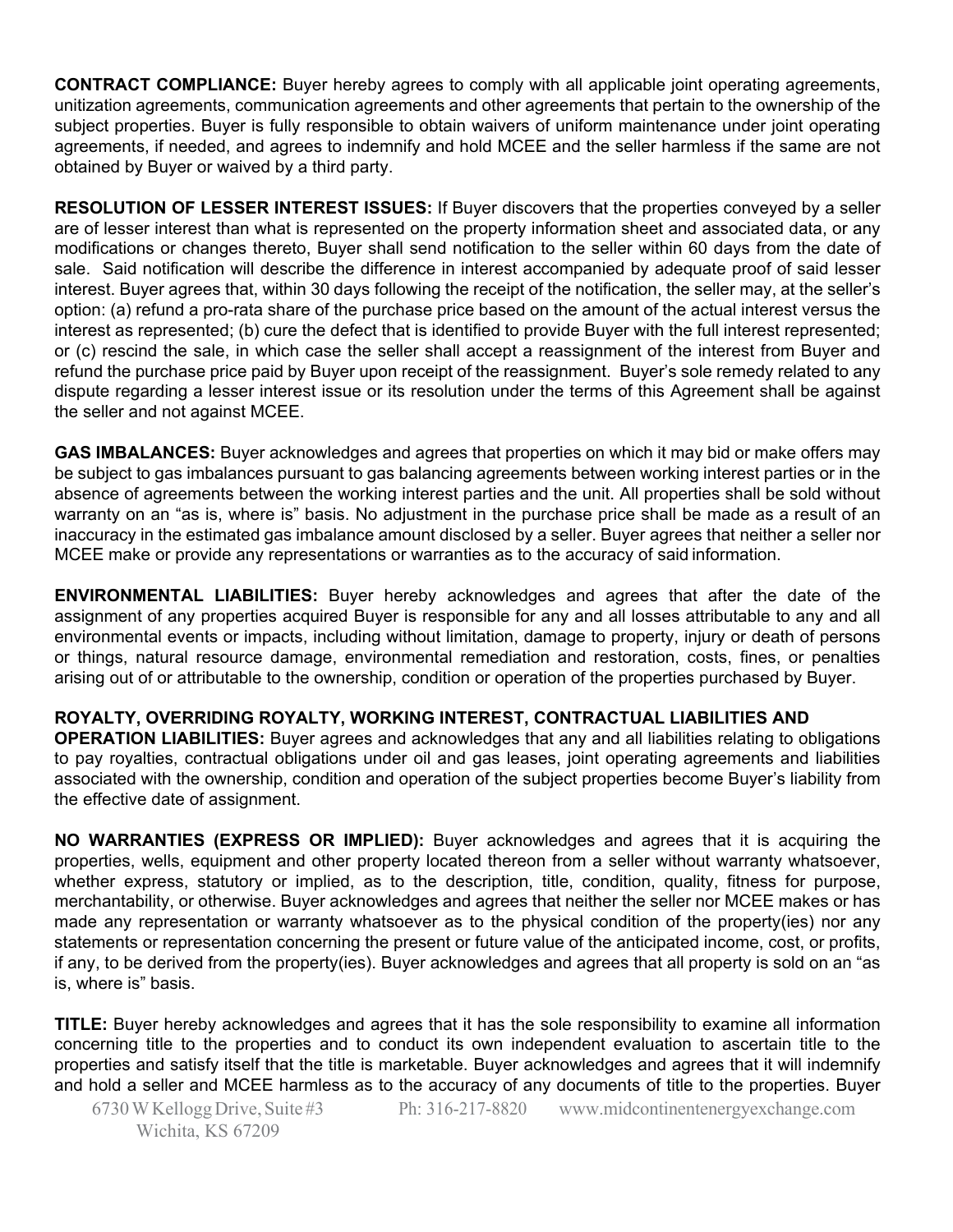**CONTRACT COMPLIANCE:** Buyer hereby agrees to comply with all applicable joint operating agreements, unitization agreements, communication agreements and other agreements that pertain to the ownership of the subject properties. Buyer is fully responsible to obtain waivers of uniform maintenance under joint operating agreements, if needed, and agrees to indemnify and hold MCEE and the seller harmless if the same are not obtained by Buyer or waived by a third party.

**RESOLUTION OF LESSER INTEREST ISSUES:** If Buyer discovers that the properties conveyed by a seller are of lesser interest than what is represented on the property information sheet and associated data, or any modifications or changes thereto, Buyer shall send notification to the seller within 60 days from the date of sale. Said notification will describe the difference in interest accompanied by adequate proof of said lesser interest. Buyer agrees that, within 30 days following the receipt of the notification, the seller may, at the seller's option: (a) refund a pro-rata share of the purchase price based on the amount of the actual interest versus the interest as represented; (b) cure the defect that is identified to provide Buyer with the full interest represented; or (c) rescind the sale, in which case the seller shall accept a reassignment of the interest from Buyer and refund the purchase price paid by Buyer upon receipt of the reassignment. Buyer's sole remedy related to any dispute regarding a lesser interest issue or its resolution under the terms of this Agreement shall be against the seller and not against MCEE.

**GAS IMBALANCES:** Buyer acknowledges and agrees that properties on which it may bid or make offers may be subject to gas imbalances pursuant to gas balancing agreements between working interest parties or in the absence of agreements between the working interest parties and the unit. All properties shall be sold without warranty on an "as is, where is" basis. No adjustment in the purchase price shall be made as a result of an inaccuracy in the estimated gas imbalance amount disclosed by a seller. Buyer agrees that neither a seller nor MCEE make or provide any representations or warranties as to the accuracy of said information.

**ENVIRONMENTAL LIABILITIES:** Buyer hereby acknowledges and agrees that after the date of the assignment of any properties acquired Buyer is responsible for any and all losses attributable to any and all environmental events or impacts, including without limitation, damage to property, injury or death of persons or things, natural resource damage, environmental remediation and restoration, costs, fines, or penalties arising out of or attributable to the ownership, condition or operation of the properties purchased by Buyer.

**ROYALTY, OVERRIDING ROYALTY, WORKING INTEREST, CONTRACTUAL LIABILITIES AND OPERATION LIABILITIES:** Buyer agrees and acknowledges that any and all liabilities relating to obligations to pay royalties, contractual obligations under oil and gas leases, joint operating agreements and liabilities associated with the ownership, condition and operation of the subject properties become Buyer's liability from the effective date of assignment.

**NO WARRANTIES (EXPRESS OR IMPLIED):** Buyer acknowledges and agrees that it is acquiring the properties, wells, equipment and other property located thereon from a seller without warranty whatsoever, whether express, statutory or implied, as to the description, title, condition, quality, fitness for purpose, merchantability, or otherwise. Buyer acknowledges and agrees that neither the seller nor MCEE makes or has made any representation or warranty whatsoever as to the physical condition of the property(ies) nor any statements or representation concerning the present or future value of the anticipated income, cost, or profits, if any, to be derived from the property(ies). Buyer acknowledges and agrees that all property is sold on an "as is, where is" basis.

**TITLE:** Buyer hereby acknowledges and agrees that it has the sole responsibility to examine all information concerning title to the properties and to conduct its own independent evaluation to ascertain title to the properties and satisfy itself that the title is marketable. Buyer acknowledges and agrees that it will indemnify and hold a seller and MCEE harmless as to the accuracy of any documents of title to the properties. Buyer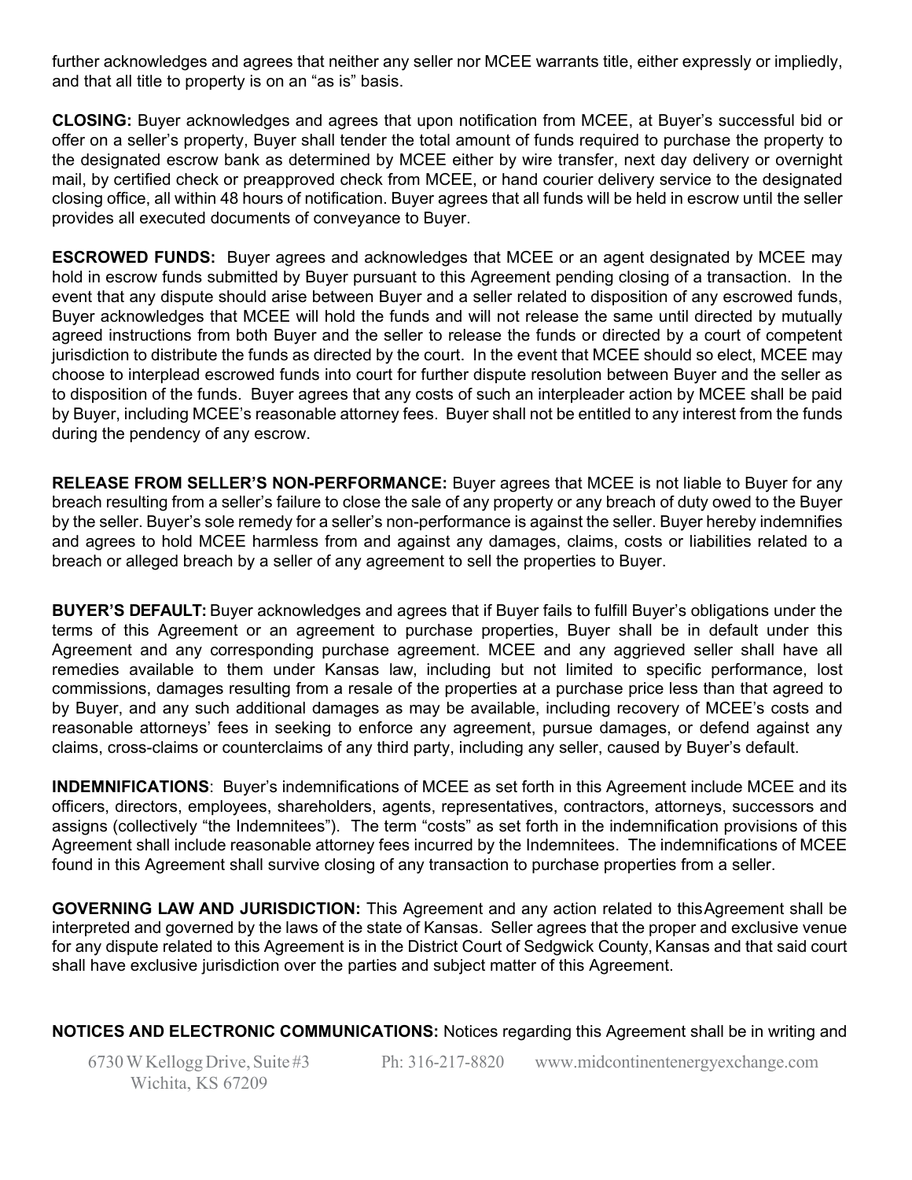further acknowledges and agrees that neither any seller nor MCEE warrants title, either expressly or impliedly, and that all title to property is on an "as is" basis.

**CLOSING:** Buyer acknowledges and agrees that upon notification from MCEE, at Buyer's successful bid or offer on a seller's property, Buyer shall tender the total amount of funds required to purchase the property to the designated escrow bank as determined by MCEE either by wire transfer, next day delivery or overnight mail, by certified check or preapproved check from MCEE, or hand courier delivery service to the designated closing office, all within 48 hours of notification. Buyer agrees that all funds will be held in escrow until the seller provides all executed documents of conveyance to Buyer.

**ESCROWED FUNDS:** Buyer agrees and acknowledges that MCEE or an agent designated by MCEE may hold in escrow funds submitted by Buyer pursuant to this Agreement pending closing of a transaction. In the event that any dispute should arise between Buyer and a seller related to disposition of any escrowed funds, Buyer acknowledges that MCEE will hold the funds and will not release the same until directed by mutually agreed instructions from both Buyer and the seller to release the funds or directed by a court of competent jurisdiction to distribute the funds as directed by the court. In the event that MCEE should so elect, MCEE may choose to interplead escrowed funds into court for further dispute resolution between Buyer and the seller as to disposition of the funds. Buyer agrees that any costs of such an interpleader action by MCEE shall be paid by Buyer, including MCEE's reasonable attorney fees. Buyer shall not be entitled to any interest from the funds during the pendency of any escrow.

**RELEASE FROM SELLER'S NON-PERFORMANCE:** Buyer agrees that MCEE is not liable to Buyer for any breach resulting from a seller's failure to close the sale of any property or any breach of duty owed to the Buyer by the seller. Buyer's sole remedy for a seller's non-performance is against the seller. Buyer hereby indemnifies and agrees to hold MCEE harmless from and against any damages, claims, costs or liabilities related to a breach or alleged breach by a seller of any agreement to sell the properties to Buyer.

**BUYER'S DEFAULT:** Buyer acknowledges and agrees that if Buyer fails to fulfill Buyer's obligations under the terms of this Agreement or an agreement to purchase properties, Buyer shall be in default under this Agreement and any corresponding purchase agreement. MCEE and any aggrieved seller shall have all remedies available to them under Kansas law, including but not limited to specific performance, lost commissions, damages resulting from a resale of the properties at a purchase price less than that agreed to by Buyer, and any such additional damages as may be available, including recovery of MCEE's costs and reasonable attorneys' fees in seeking to enforce any agreement, pursue damages, or defend against any claims, cross-claims or counterclaims of any third party, including any seller, caused by Buyer's default.

**INDEMNIFICATIONS**: Buyer's indemnifications of MCEE as set forth in this Agreement include MCEE and its officers, directors, employees, shareholders, agents, representatives, contractors, attorneys, successors and assigns (collectively "the Indemnitees"). The term "costs" as set forth in the indemnification provisions of this Agreement shall include reasonable attorney fees incurred by the Indemnitees. The indemnifications of MCEE found in this Agreement shall survive closing of any transaction to purchase properties from a seller.

**GOVERNING LAW AND JURISDICTION:** This Agreement and any action related to this Agreement shall be interpreted and governed by the laws of the state of Kansas. Seller agrees that the proper and exclusive venue for any dispute related to this Agreement is in the District Court of Sedgwick County, Kansas and that said court shall have exclusive jurisdiction over the parties and subject matter of this Agreement.

**NOTICES AND ELECTRONIC COMMUNICATIONS:** Notices regarding this Agreement shall be in writing and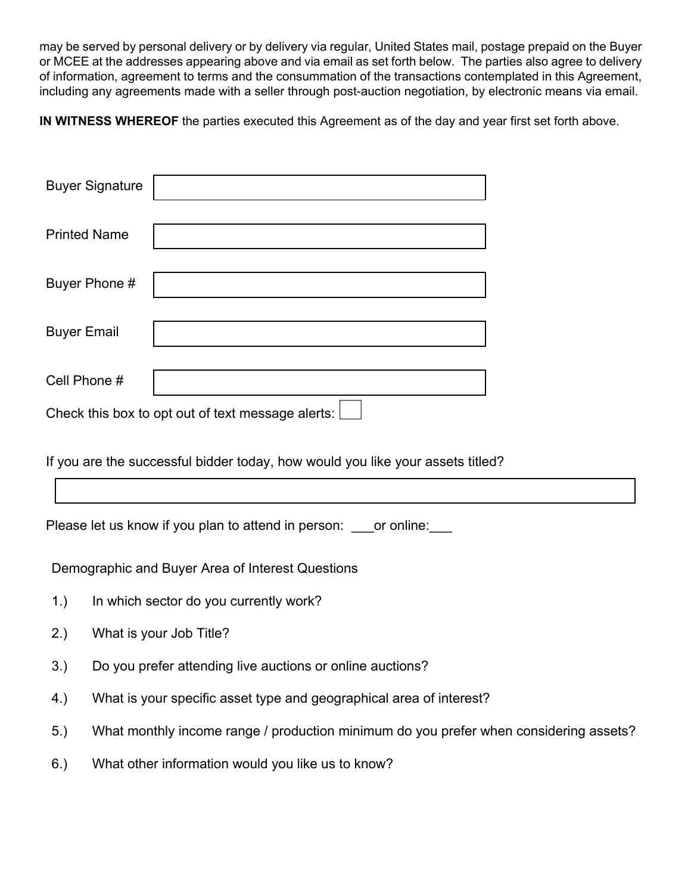may be served by personal delivery or by delivery via regular, United States mail, postage prepaid on the Buyer or MCEE at the addresses appearing above and via email as set forth below. The parties also agree to delivery of information, agreement to terms and the consummation of the transactions contemplated in this Agreement, including any agreements made with a seller through post-auction negotiation, by electronic means via email.

**IN WITNESS WHEREOF** the parties executed this Agreement as of the day and year first set forth above.

Buyer Signature ______________________

Printed Name ______________________

Buyer Phone # ______________________

Buyer Email ______________________

Cell Phone # ______________________

Check this box to opt out of text message alerts: ☐

If you are the successful bidder today, how would you like your assets titled?

______________________

Please let us know if you plan to attend in person: ___or online:___

Demographic and Buyer Area of Interest Questions

1.) In which sector do you currently work?

2.) What is your Job Title?

3.) Do you prefer attending live auctions or online auctions?

4.) What is your specific asset type and geographical area of interest?

5.) What monthly income range / production minimum do you prefer when considering assets?

6.) What other information would you like us to know?